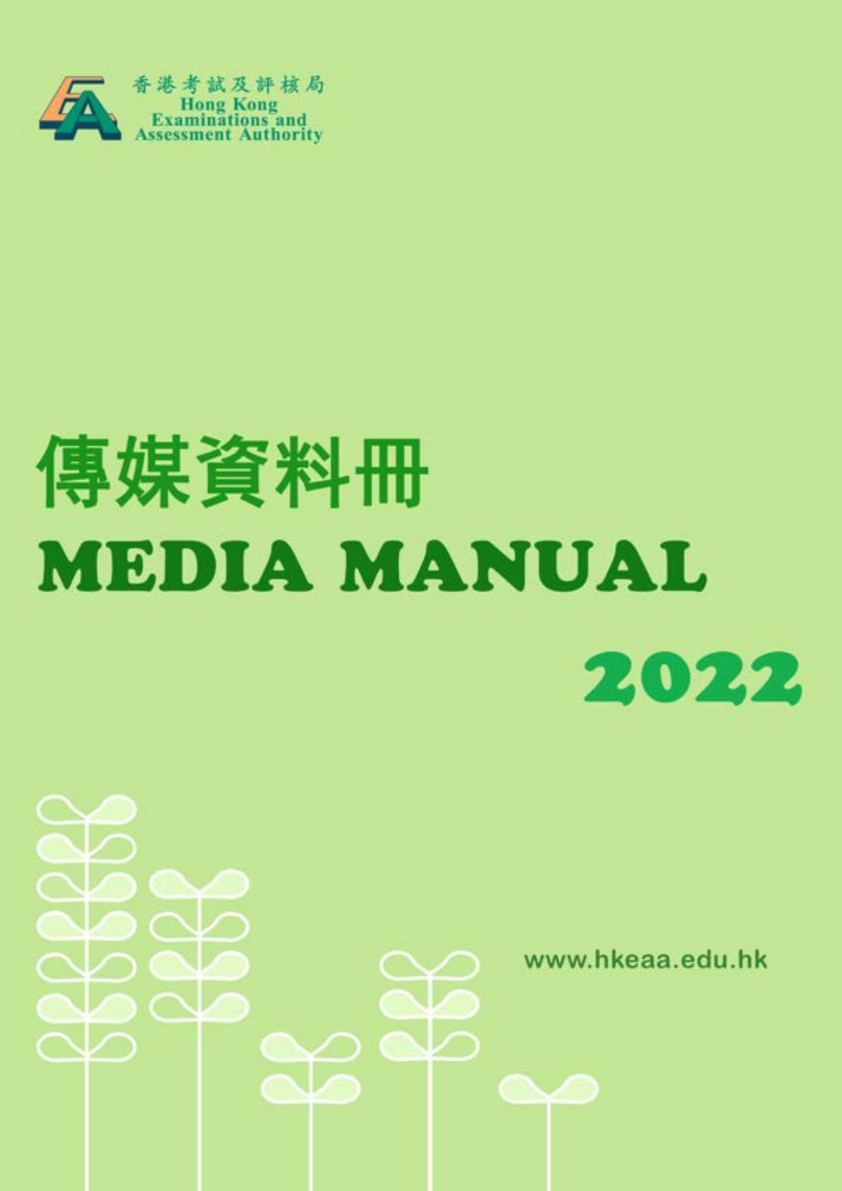香港考試及評核局
Hong Kong
Examinations and
Assessment Authority

# 傳媒資料冊
# MEDIA MANUAL

## 2022

www.hkeaa.edu.hk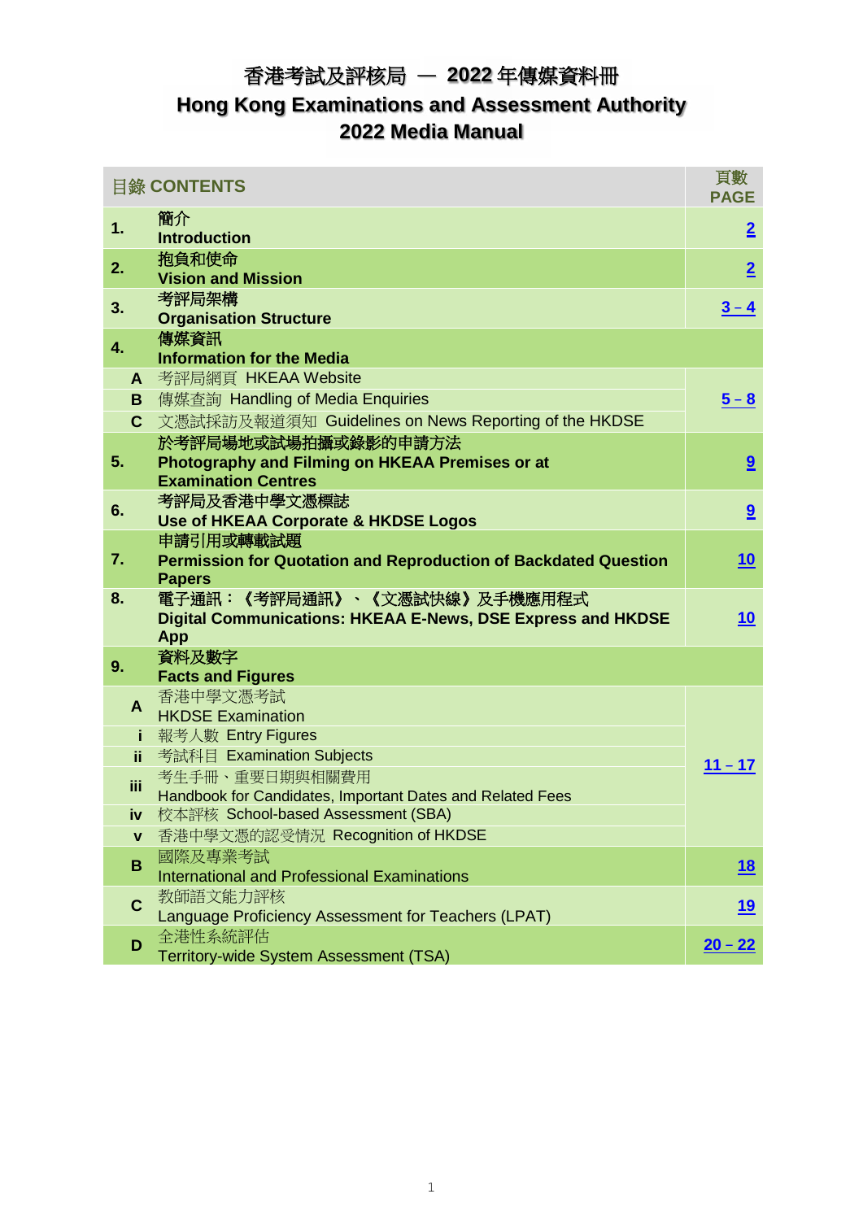# 香港考試及評核局 — 2022 年傳媒資料冊

# Hong Kong Examinations and Assessment Authority

# 2022 Media Manual

| 目錄 CONTENTS | | 頁數 PAGE |
|---|---|---|
| **1.** | **簡介**<br>**Introduction** | **2** |
| **2.** | **抱負和使命**<br>**Vision and Mission** | **2** |
| **3.** | **考評局架構**<br>**Organisation Structure** | **3 – 4** |
| **4.** | **傳媒資訊**<br>**Information for the Media** | |
| **A** | 考評局網頁 HKEAA Website | **5 – 8** |
| **B** | 傳媒查詢 Handling of Media Enquiries | |
| **C** | 文憑試採訪及報道須知 Guidelines on News Reporting of the HKDSE | |
| **5.** | **於考評局場地或試場拍攝或錄影的申請方法**<br>**Photography and Filming on HKEAA Premises or at Examination Centres** | **9** |
| **6.** | **考評局及香港中學文憑標誌**<br>**Use of HKEAA Corporate & HKDSE Logos** | **9** |
| **7.** | **申請引用或轉載試題**<br>**Permission for Quotation and Reproduction of Backdated Question Papers** | **10** |
| **8.** | **電子通訊：《考評局通訊》、《文憑試快綫》及手機應用程式**<br>**Digital Communications: HKEAA E-News, DSE Express and HKDSE App** | **10** |
| **9.** | **資料及數字**<br>**Facts and Figures** | |
| **A** | 香港中學文憑考試<br>HKDSE Examination | **11 – 17** |
| **i** | 報考人數 Entry Figures | |
| **ii** | 考試科目 Examination Subjects | |
| **iii** | 考生手冊、重要日期與相關費用<br>Handbook for Candidates, Important Dates and Related Fees | |
| **iv** | 校本評核 School-based Assessment (SBA) | |
| **v** | 香港中學文憑的認受情況 Recognition of HKDSE | |
| **B** | 國際及專業考試<br>International and Professional Examinations | **18** |
| **C** | 教師語文能力評核<br>Language Proficiency Assessment for Teachers (LPAT) | **19** |
| **D** | 全港性系統評估<br>Territory-wide System Assessment (TSA) | **20 – 22** |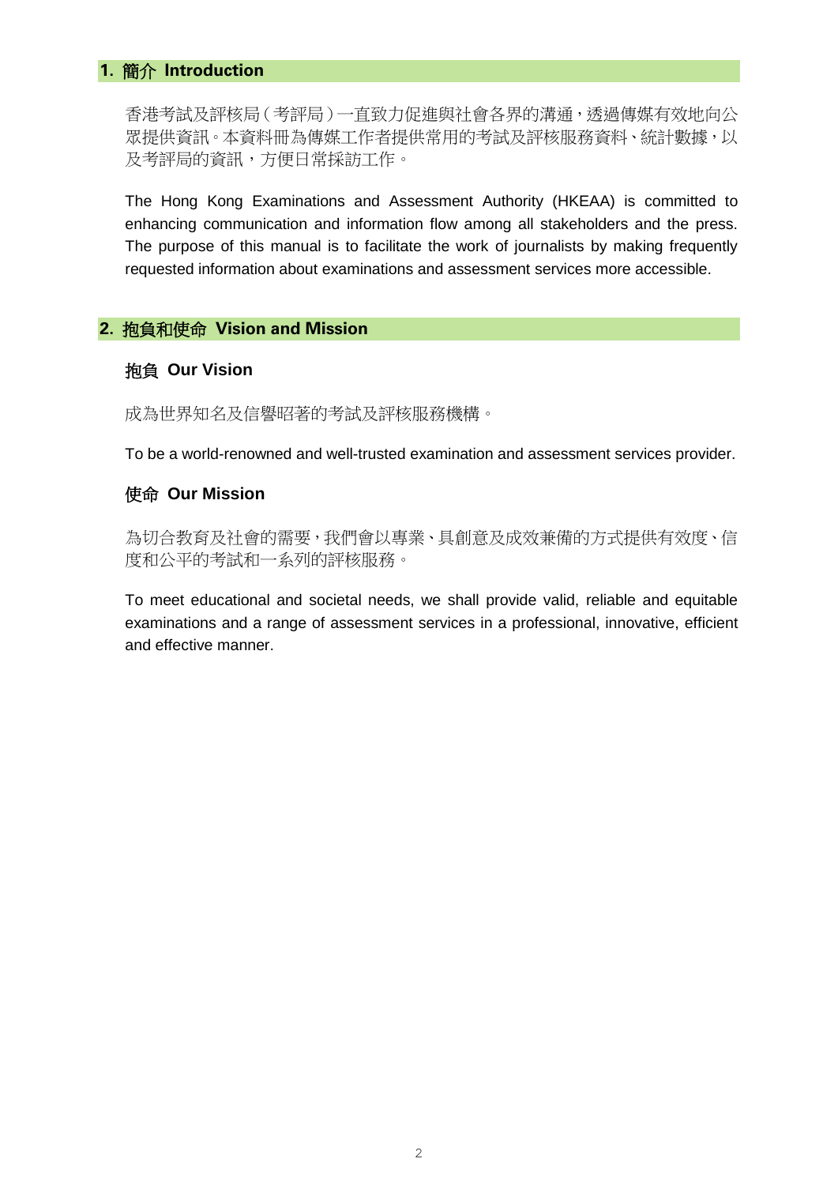## 1. 簡介 Introduction

香港考試及評核局（考評局）一直致力促進與社會各界的溝通，透過傳媒有效地向公眾提供資訊。本資料冊為傳媒工作者提供常用的考試及評核服務資料、統計數據，以及考評局的資訊，方便日常採訪工作。

The Hong Kong Examinations and Assessment Authority (HKEAA) is committed to enhancing communication and information flow among all stakeholders and the press. The purpose of this manual is to facilitate the work of journalists by making frequently requested information about examinations and assessment services more accessible.

## 2. 抱負和使命 Vision and Mission

### 抱負 Our Vision

成為世界知名及信譽昭著的考試及評核服務機構。

To be a world-renowned and well-trusted examination and assessment services provider.

### 使命 Our Mission

為切合教育及社會的需要，我們會以專業、具創意及成效兼備的方式提供有效度、信度和公平的考試和一系列的評核服務。

To meet educational and societal needs, we shall provide valid, reliable and equitable examinations and a range of assessment services in a professional, innovative, efficient and effective manner.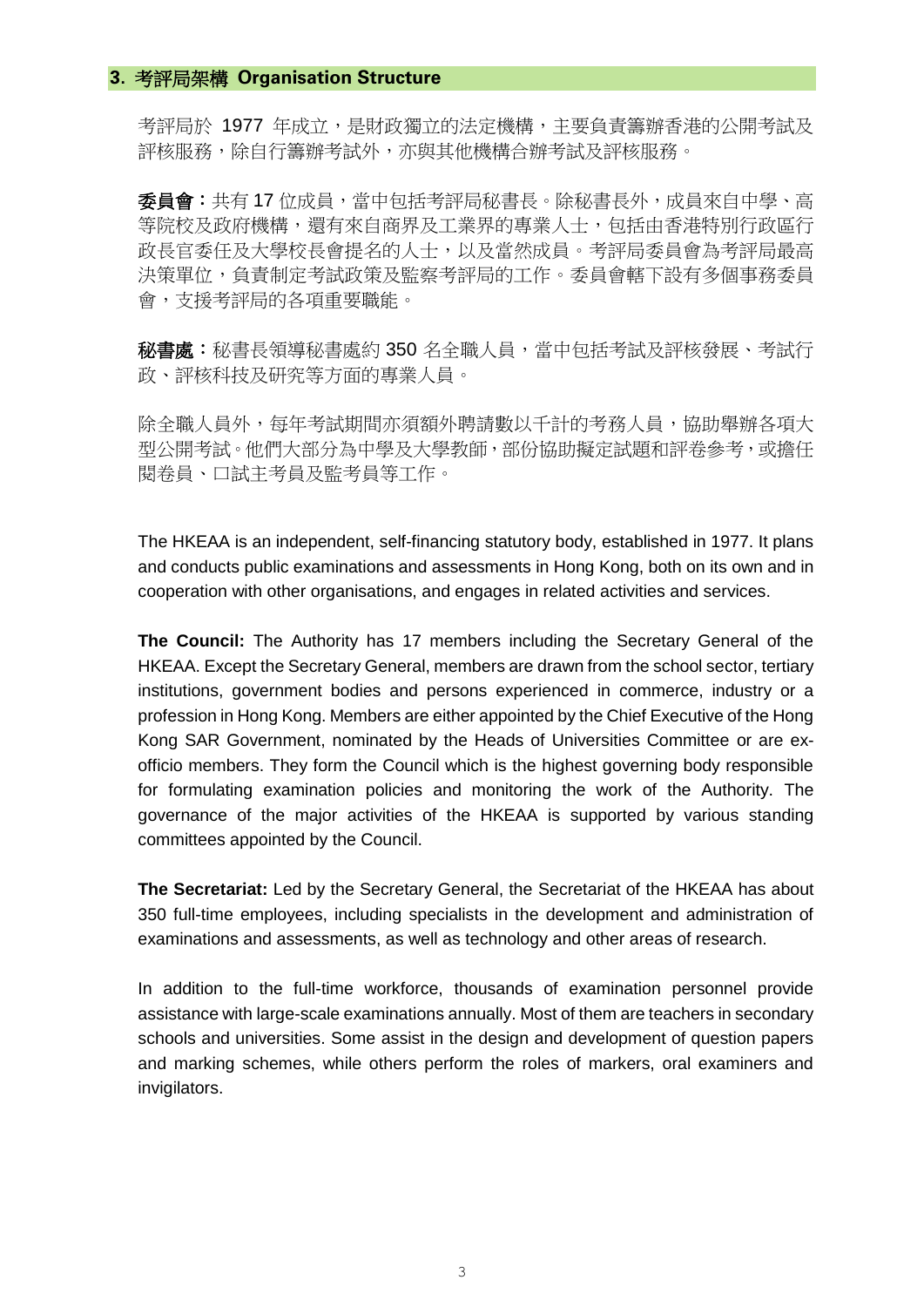## 3. 考評局架構 Organisation Structure

考評局於 1977 年成立，是財政獨立的法定機構，主要負責籌辦香港的公開考試及評核服務，除自行籌辦考試外，亦與其他機構合辦考試及評核服務。

**委員會：**共有 17 位成員，當中包括考評局秘書長。除秘書長外，成員來自中學、高等院校及政府機構，還有來自商界及工業界的專業人士，包括由香港特別行政區行政長官委任及大學校長會提名的人士，以及當然成員。考評局委員會為考評局最高決策單位，負責制定考試政策及監察考評局的工作。委員會轄下設有多個事務委員會，支援考評局的各項重要職能。

**秘書處：**秘書長領導秘書處約 350 名全職人員，當中包括考試及評核發展、考試行政、評核科技及研究等方面的專業人員。

除全職人員外，每年考試期間亦須額外聘請數以千計的考務人員，協助舉辦各項大型公開考試。他們大部分為中學及大學教師，部份協助擬定試題和評卷參考，或擔任閱卷員、口試主考員及監考員等工作。

The HKEAA is an independent, self-financing statutory body, established in 1977. It plans and conducts public examinations and assessments in Hong Kong, both on its own and in cooperation with other organisations, and engages in related activities and services.

**The Council:** The Authority has 17 members including the Secretary General of the HKEAA. Except the Secretary General, members are drawn from the school sector, tertiary institutions, government bodies and persons experienced in commerce, industry or a profession in Hong Kong. Members are either appointed by the Chief Executive of the Hong Kong SAR Government, nominated by the Heads of Universities Committee or are ex-officio members. They form the Council which is the highest governing body responsible for formulating examination policies and monitoring the work of the Authority. The governance of the major activities of the HKEAA is supported by various standing committees appointed by the Council.

**The Secretariat:** Led by the Secretary General, the Secretariat of the HKEAA has about 350 full-time employees, including specialists in the development and administration of examinations and assessments, as well as technology and other areas of research.

In addition to the full-time workforce, thousands of examination personnel provide assistance with large-scale examinations annually. Most of them are teachers in secondary schools and universities. Some assist in the design and development of question papers and marking schemes, while others perform the roles of markers, oral examiners and invigilators.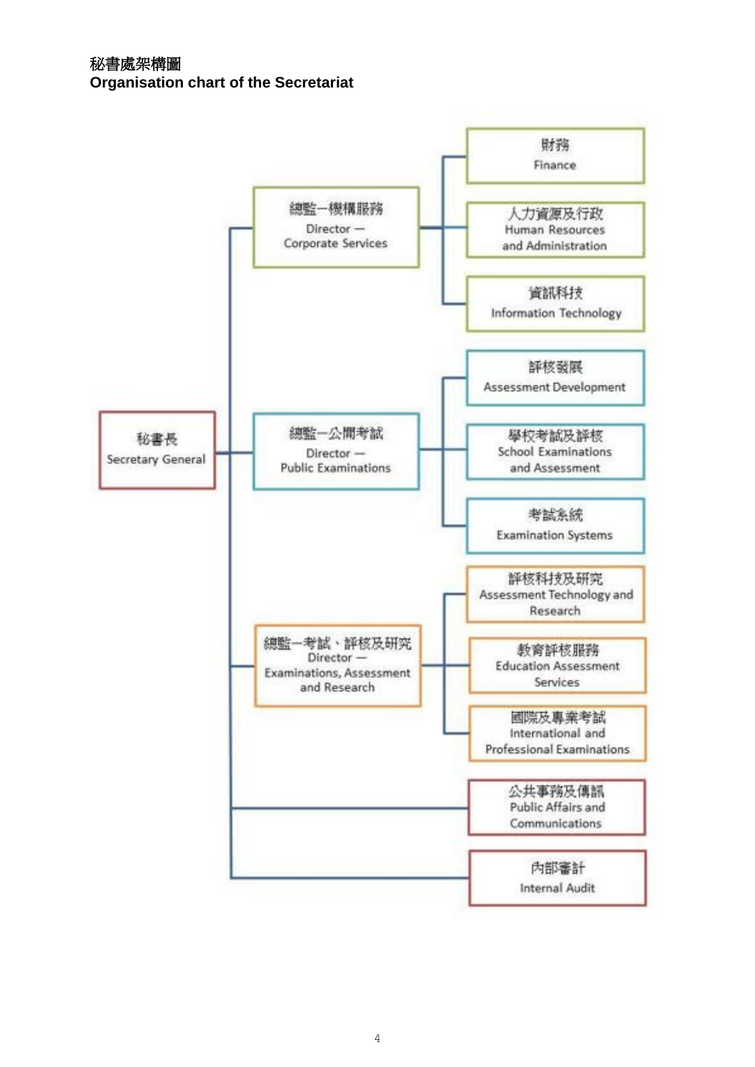**秘書處架構圖**
**Organisation chart of the Secretariat**

- 秘書長 Secretary General
  - 總監－機構服務 Director — Corporate Services
    - 財務 Finance
    - 人力資源及行政 Human Resources and Administration
    - 資訊科技 Information Technology
  - 總監－公開考試 Director — Public Examinations
    - 評核發展 Assessment Development
    - 學校考試及評核 School Examinations and Assessment
    - 考試系統 Examination Systems
  - 總監－考試、評核及研究 Director — Examinations, Assessment and Research
    - 評核科技及研究 Assessment Technology and Research
    - 教育評核服務 Education Assessment Services
    - 國際及專業考試 International and Professional Examinations
  - 公共事務及傳訊 Public Affairs and Communications
  - 內部審計 Internal Audit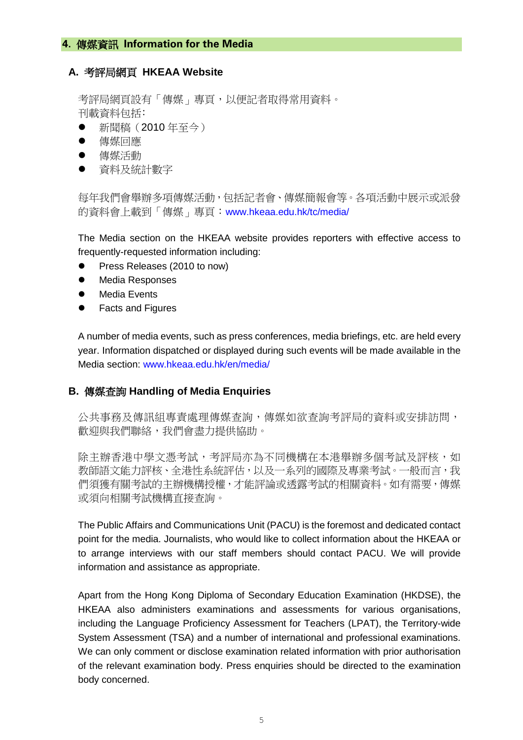## 4. 傳媒資訊 Information for the Media

### A. 考評局網頁 HKEAA Website

考評局網頁設有「傳媒」專頁，以便記者取得常用資料。
刊載資料包括:

- 新聞稿（2010 年至今）
- 傳媒回應
- 傳媒活動
- 資料及統計數字

每年我們會舉辦多項傳媒活動，包括記者會、傳媒簡報會等。各項活動中展示或派發的資料會上載到「傳媒」專頁：www.hkeaa.edu.hk/tc/media/

The Media section on the HKEAA website provides reporters with effective access to frequently-requested information including:

- Press Releases (2010 to now)
- Media Responses
- Media Events
- Facts and Figures

A number of media events, such as press conferences, media briefings, etc. are held every year. Information dispatched or displayed during such events will be made available in the Media section: www.hkeaa.edu.hk/en/media/

### B. 傳媒查詢 Handling of Media Enquiries

公共事務及傳訊組專責處理傳媒查詢，傳媒如欲查詢考評局的資料或安排訪問，歡迎與我們聯絡，我們會盡力提供協助。

除主辦香港中學文憑考試，考評局亦為不同機構在本港舉辦多個考試及評核，如教師語文能力評核、全港性系統評估，以及一系列的國際及專業考試。一般而言，我們須獲有關考試的主辦機構授權，才能評論或透露考試的相關資料。如有需要，傳媒或須向相關考試機構直接查詢。

The Public Affairs and Communications Unit (PACU) is the foremost and dedicated contact point for the media. Journalists, who would like to collect information about the HKEAA or to arrange interviews with our staff members should contact PACU. We will provide information and assistance as appropriate.

Apart from the Hong Kong Diploma of Secondary Education Examination (HKDSE), the HKEAA also administers examinations and assessments for various organisations, including the Language Proficiency Assessment for Teachers (LPAT), the Territory-wide System Assessment (TSA) and a number of international and professional examinations. We can only comment or disclose examination related information with prior authorisation of the relevant examination body. Press enquiries should be directed to the examination body concerned.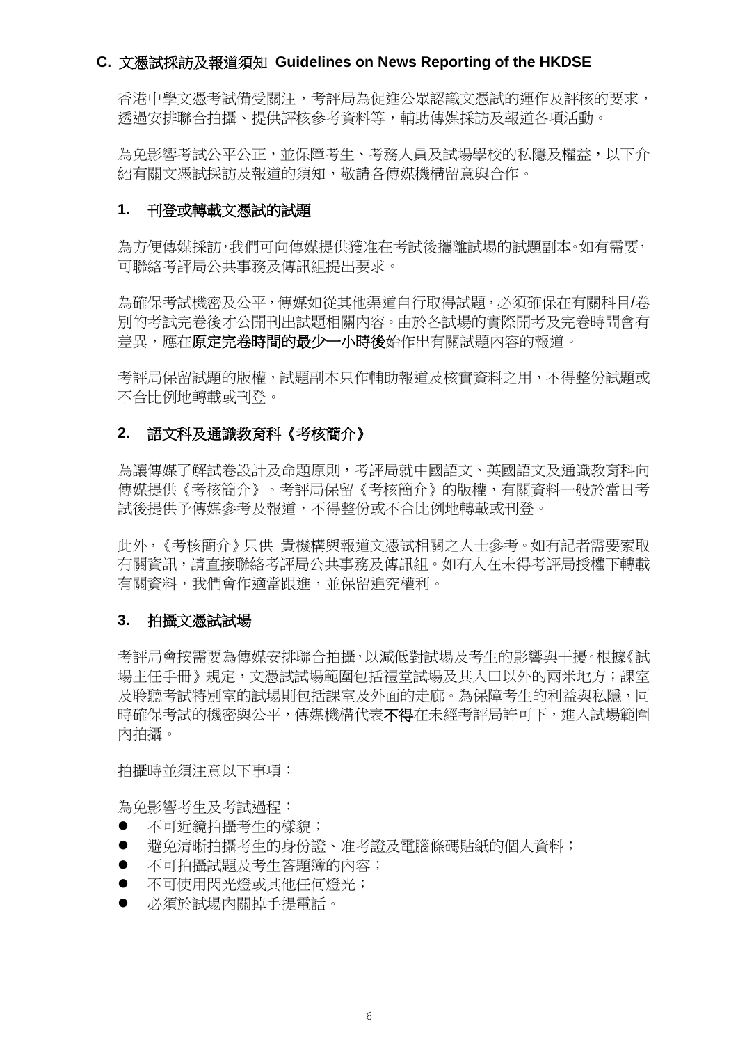## C. 文憑試採訪及報道須知 Guidelines on News Reporting of the HKDSE

香港中學文憑考試備受關注，考評局為促進公眾認識文憑試的運作及評核的要求，透過安排聯合拍攝、提供評核參考資料等，輔助傳媒採訪及報道各項活動。

為免影響考試公平公正，並保障考生、考務人員及試場學校的私隱及權益，以下介紹有關文憑試採訪及報道的須知，敬請各傳媒機構留意與合作。

### 1. 刊登或轉載文憑試的試題

為方便傳媒採訪，我們可向傳媒提供獲准在考試後攜離試場的試題副本。如有需要，可聯絡考評局公共事務及傳訊組提出要求。

為確保考試機密及公平，傳媒如從其他渠道自行取得試題，必須確保在有關科目/卷別的考試完卷後才公開刊出試題相關內容。由於各試場的實際開考及完卷時間會有差異，應在**原定完卷時間的最少一小時後**始作出有關試題內容的報道。

考評局保留試題的版權，試題副本只作輔助報道及核實資料之用，不得整份試題或不合比例地轉載或刊登。

### 2. 語文科及通識教育科《考核簡介》

為讓傳媒了解試卷設計及命題原則，考評局就中國語文、英國語文及通識教育科向傳媒提供《考核簡介》。考評局保留《考核簡介》的版權，有關資料一般於當日考試後提供予傳媒參考及報道，不得整份或不合比例地轉載或刊登。

此外，《考核簡介》只供 貴機構與報道文憑試相關之人士參考。如有記者需要索取有關資訊，請直接聯絡考評局公共事務及傳訊組。如有人在未得考評局授權下轉載有關資料，我們會作適當跟進，並保留追究權利。

### 3. 拍攝文憑試試場

考評局會按需要為傳媒安排聯合拍攝，以減低對試場及考生的影響與干擾。根據《試場主任手冊》規定，文憑試試場範圍包括禮堂試場及其入口以外的兩米地方；課室及聆聽考試特別室的試場則包括課室及外面的走廊。為保障考生的利益與私隱，同時確保考試的機密與公平，傳媒機構代表**不得**在未經考評局許可下，進入試場範圍內拍攝。

拍攝時並須注意以下事項：

為免影響考生及考試過程：

- 不可近鏡拍攝考生的樣貌；
- 避免清晰拍攝考生的身份證、准考證及電腦條碼貼紙的個人資料；
- 不可拍攝試題及考生答題簿的內容；
- 不可使用閃光燈或其他任何燈光；
- 必須於試場內關掉手提電話。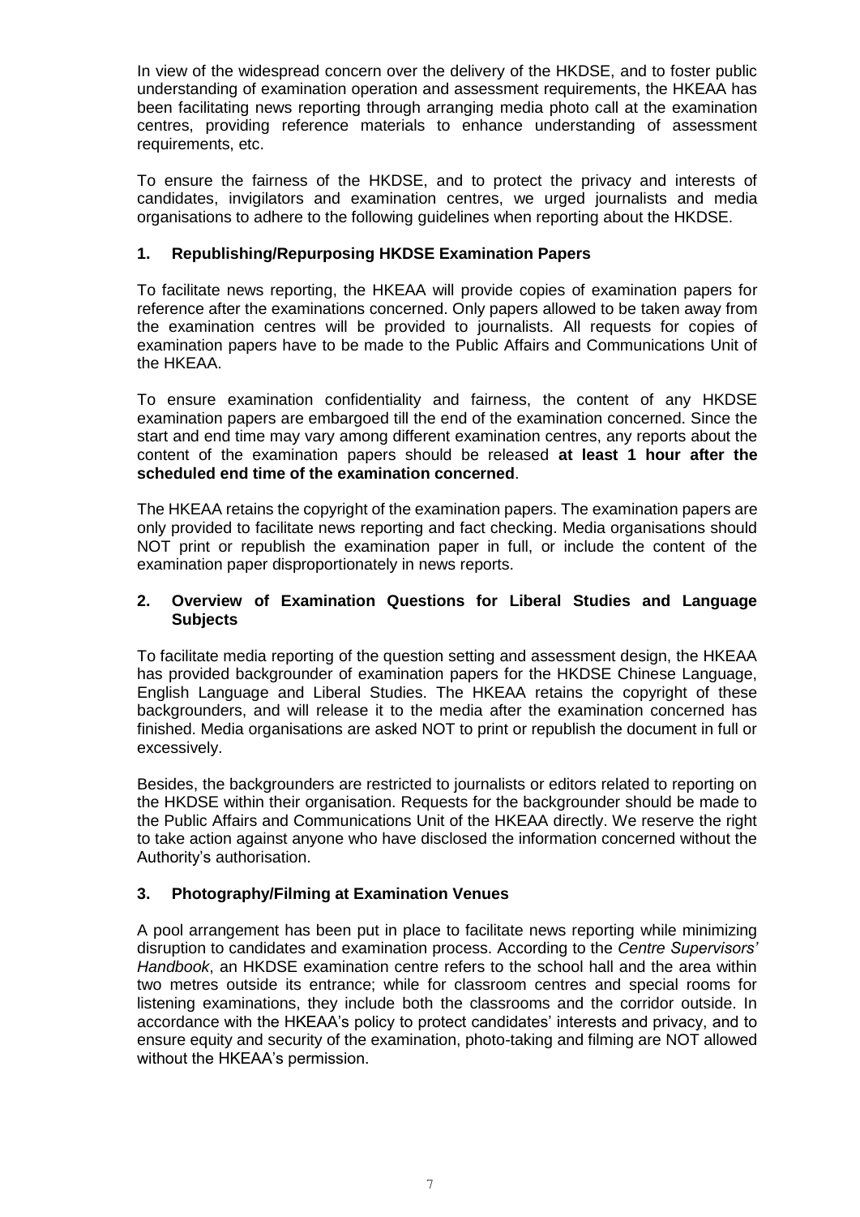In view of the widespread concern over the delivery of the HKDSE, and to foster public understanding of examination operation and assessment requirements, the HKEAA has been facilitating news reporting through arranging media photo call at the examination centres, providing reference materials to enhance understanding of assessment requirements, etc.

To ensure the fairness of the HKDSE, and to protect the privacy and interests of candidates, invigilators and examination centres, we urged journalists and media organisations to adhere to the following guidelines when reporting about the HKDSE.

## 1. Republishing/Repurposing HKDSE Examination Papers

To facilitate news reporting, the HKEAA will provide copies of examination papers for reference after the examinations concerned. Only papers allowed to be taken away from the examination centres will be provided to journalists. All requests for copies of examination papers have to be made to the Public Affairs and Communications Unit of the HKEAA.

To ensure examination confidentiality and fairness, the content of any HKDSE examination papers are embargoed till the end of the examination concerned. Since the start and end time may vary among different examination centres, any reports about the content of the examination papers should be released **at least 1 hour after the scheduled end time of the examination concerned**.

The HKEAA retains the copyright of the examination papers. The examination papers are only provided to facilitate news reporting and fact checking. Media organisations should NOT print or republish the examination paper in full, or include the content of the examination paper disproportionately in news reports.

## 2. Overview of Examination Questions for Liberal Studies and Language Subjects

To facilitate media reporting of the question setting and assessment design, the HKEAA has provided backgrounder of examination papers for the HKDSE Chinese Language, English Language and Liberal Studies. The HKEAA retains the copyright of these backgrounders, and will release it to the media after the examination concerned has finished. Media organisations are asked NOT to print or republish the document in full or excessively.

Besides, the backgrounders are restricted to journalists or editors related to reporting on the HKDSE within their organisation. Requests for the backgrounder should be made to the Public Affairs and Communications Unit of the HKEAA directly. We reserve the right to take action against anyone who have disclosed the information concerned without the Authority's authorisation.

## 3. Photography/Filming at Examination Venues

A pool arrangement has been put in place to facilitate news reporting while minimizing disruption to candidates and examination process. According to the *Centre Supervisors' Handbook*, an HKDSE examination centre refers to the school hall and the area within two metres outside its entrance; while for classroom centres and special rooms for listening examinations, they include both the classrooms and the corridor outside. In accordance with the HKEAA's policy to protect candidates' interests and privacy, and to ensure equity and security of the examination, photo-taking and filming are NOT allowed without the HKEAA's permission.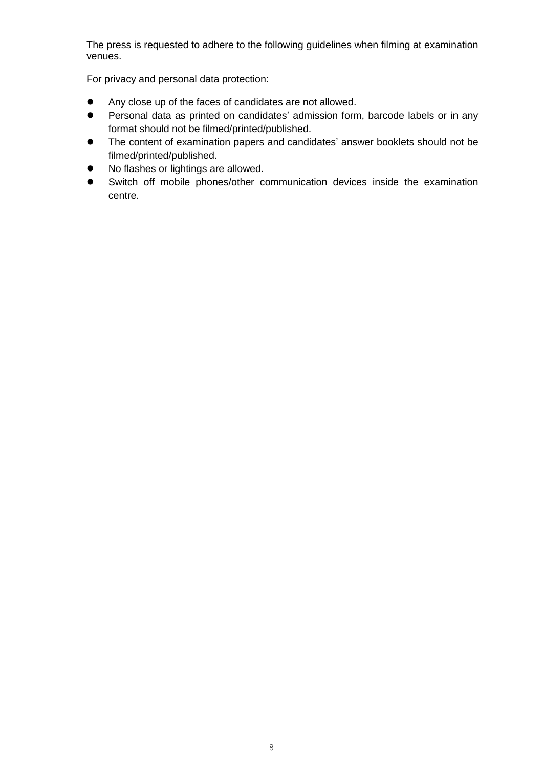The press is requested to adhere to the following guidelines when filming at examination venues.

For privacy and personal data protection:

- Any close up of the faces of candidates are not allowed.
- Personal data as printed on candidates' admission form, barcode labels or in any format should not be filmed/printed/published.
- The content of examination papers and candidates' answer booklets should not be filmed/printed/published.
- No flashes or lightings are allowed.
- Switch off mobile phones/other communication devices inside the examination centre.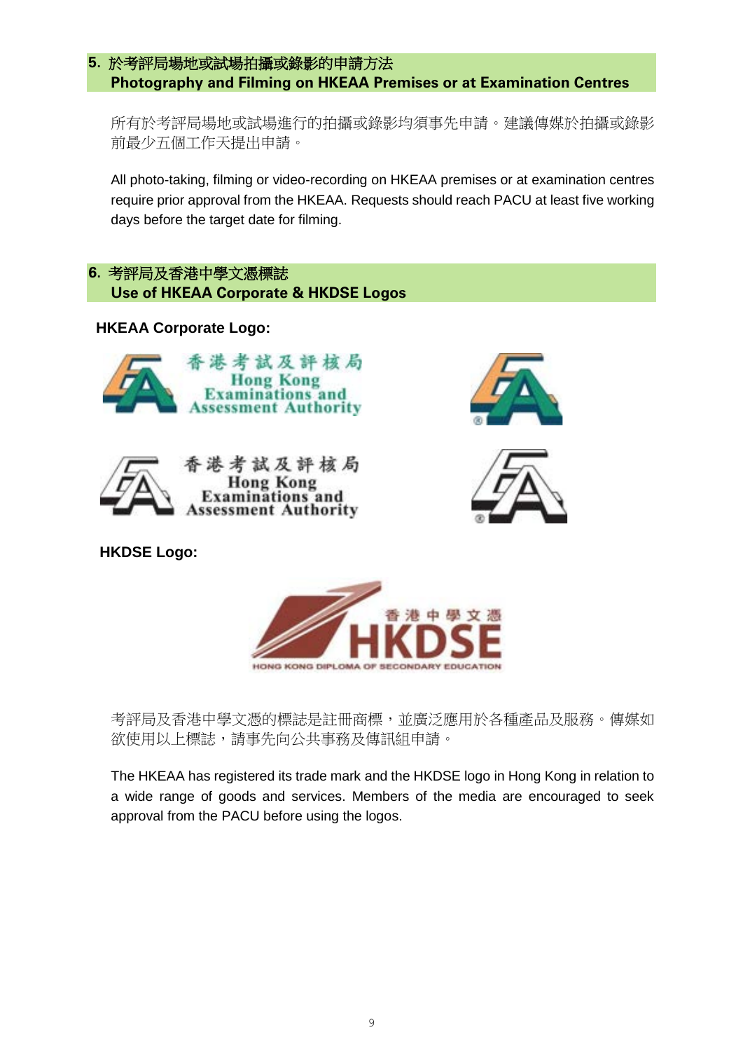## 5. 於考評局場地或試場拍攝或錄影的申請方法
## Photography and Filming on HKEAA Premises or at Examination Centres

所有於考評局場地或試場進行的拍攝或錄影均須事先申請。建議傳媒於拍攝或錄影前最少五個工作天提出申請。

All photo-taking, filming or video-recording on HKEAA premises or at examination centres require prior approval from the HKEAA. Requests should reach PACU at least five working days before the target date for filming.

## 6. 考評局及香港中學文憑標誌
## Use of HKEAA Corporate & HKDSE Logos

**HKEAA Corporate Logo:**

香港考試及評核局
Hong Kong Examinations and Assessment Authority

香港考試及評核局
Hong Kong Examinations and Assessment Authority

**HKDSE Logo:**

香港中學文憑
HKDSE
HONG KONG DIPLOMA OF SECONDARY EDUCATION

考評局及香港中學文憑的標誌是註冊商標，並廣泛應用於各種產品及服務。傳媒如欲使用以上標誌，請事先向公共事務及傳訊組申請。

The HKEAA has registered its trade mark and the HKDSE logo in Hong Kong in relation to a wide range of goods and services. Members of the media are encouraged to seek approval from the PACU before using the logos.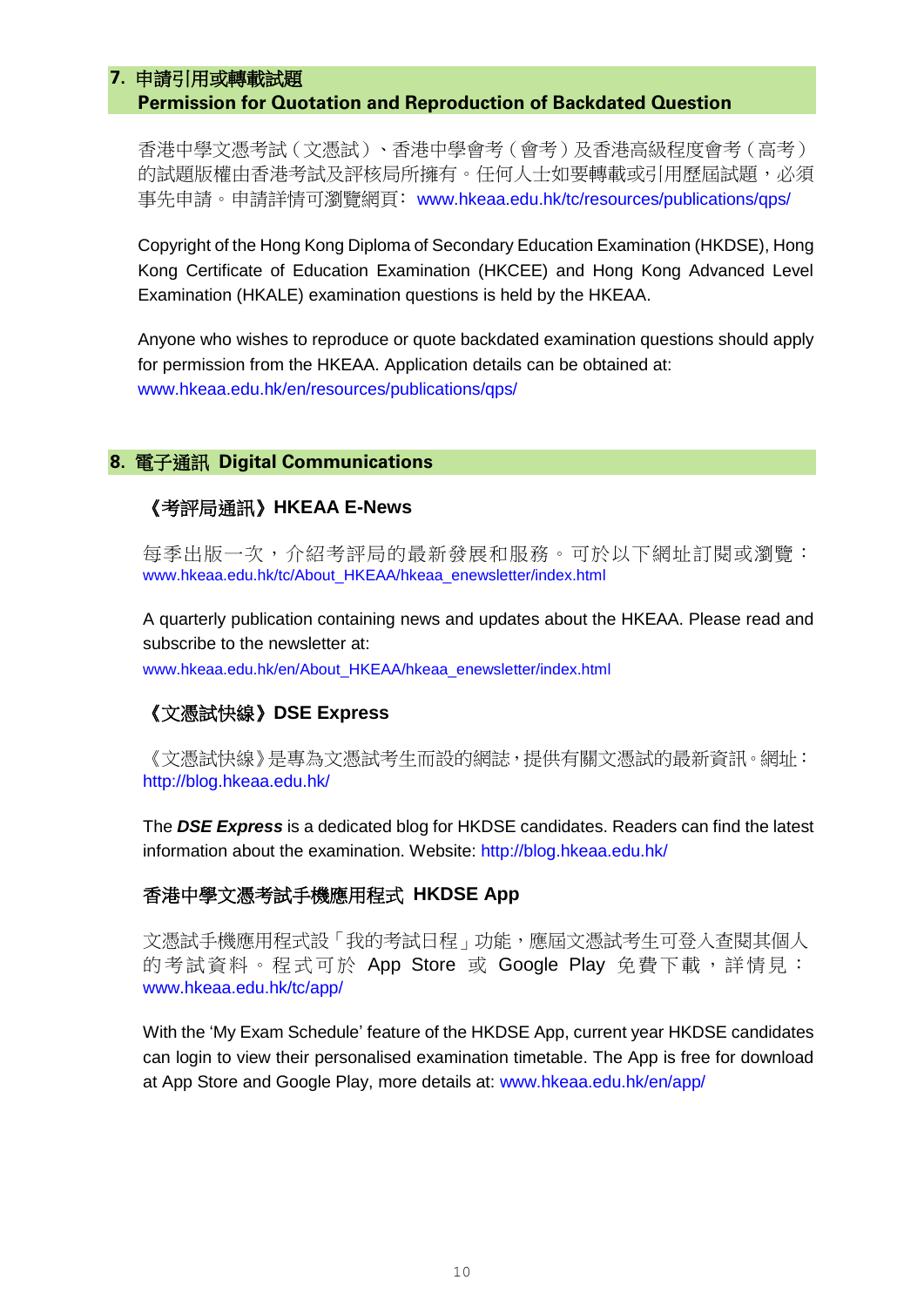## 7. 申請引用或轉載試題 Permission for Quotation and Reproduction of Backdated Question

香港中學文憑考試（文憑試）、香港中學會考（會考）及香港高級程度會考（高考）的試題版權由香港考試及評核局所擁有。任何人士如要轉載或引用歷屆試題，必須事先申請。申請詳情可瀏覽網頁： www.hkeaa.edu.hk/tc/resources/publications/qps/

Copyright of the Hong Kong Diploma of Secondary Education Examination (HKDSE), Hong Kong Certificate of Education Examination (HKCEE) and Hong Kong Advanced Level Examination (HKALE) examination questions is held by the HKEAA.

Anyone who wishes to reproduce or quote backdated examination questions should apply for permission from the HKEAA. Application details can be obtained at: www.hkeaa.edu.hk/en/resources/publications/qps/

## 8. 電子通訊 Digital Communications

### 《考評局通訊》HKEAA E-News

每季出版一次，介紹考評局的最新發展和服務。可於以下網址訂閱或瀏覽：www.hkeaa.edu.hk/tc/About_HKEAA/hkeaa_enewsletter/index.html

A quarterly publication containing news and updates about the HKEAA. Please read and subscribe to the newsletter at:
www.hkeaa.edu.hk/en/About_HKEAA/hkeaa_enewsletter/index.html

### 《文憑試快線》DSE Express

《文憑試快線》是專為文憑試考生而設的網誌，提供有關文憑試的最新資訊。網址：http://blog.hkeaa.edu.hk/

The ***DSE Express*** is a dedicated blog for HKDSE candidates. Readers can find the latest information about the examination. Website: http://blog.hkeaa.edu.hk/

### 香港中學文憑考試手機應用程式 HKDSE App

文憑試手機應用程式設「我的考試日程」功能，應屆文憑試考生可登入查閱其個人的考試資料。程式可於 App Store 或 Google Play 免費下載，詳情見：www.hkeaa.edu.hk/tc/app/

With the 'My Exam Schedule' feature of the HKDSE App, current year HKDSE candidates can login to view their personalised examination timetable. The App is free for download at App Store and Google Play, more details at: www.hkeaa.edu.hk/en/app/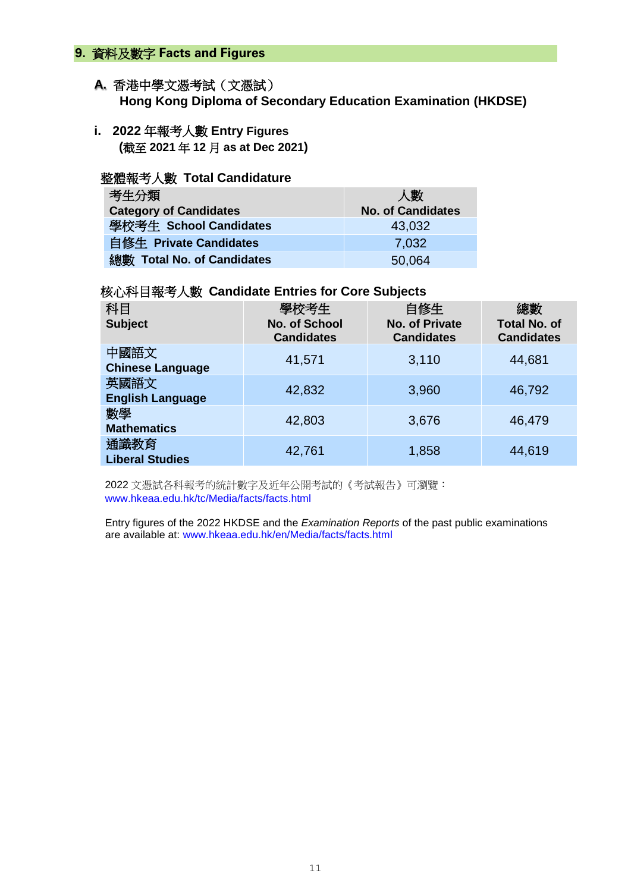## 9. 資料及數字 Facts and Figures

### A. 香港中學文憑考試（文憑試）
**Hong Kong Diploma of Secondary Education Examination (HKDSE)**

#### i. 2022 年報考人數 Entry Figures
**(截至 2021 年 12 月 as at Dec 2021)**

**整體報考人數 Total Candidature**

| 考生分類 Category of Candidates | 人數 No. of Candidates |
|---|---|
| 學校考生 School Candidates | 43,032 |
| 自修生 Private Candidates | 7,032 |
| 總數 Total No. of Candidates | 50,064 |

**核心科目報考人數 Candidate Entries for Core Subjects**

| 科目 Subject | 學校考生 No. of School Candidates | 自修生 No. of Private Candidates | 總數 Total No. of Candidates |
|---|---|---|---|
| 中國語文 Chinese Language | 41,571 | 3,110 | 44,681 |
| 英國語文 English Language | 42,832 | 3,960 | 46,792 |
| 數學 Mathematics | 42,803 | 3,676 | 46,479 |
| 通識教育 Liberal Studies | 42,761 | 1,858 | 44,619 |

2022 文憑試各科報考的統計數字及近年公開考試的《考試報告》可瀏覽：
www.hkeaa.edu.hk/tc/Media/facts/facts.html

Entry figures of the 2022 HKDSE and the *Examination Reports* of the past public examinations are available at: www.hkeaa.edu.hk/en/Media/facts/facts.html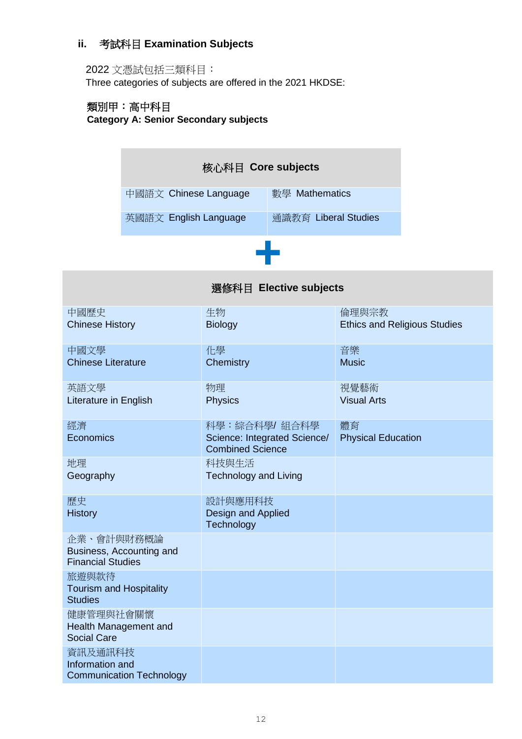### ii. 考試科目 Examination Subjects

2022 文憑試包括三類科目：
Three categories of subjects are offered in the 2021 HKDSE:

**類別甲：高中科目**
**Category A: Senior Secondary subjects**

| **核心科目 Core subjects** | |
|---|---|
| 中國語文 Chinese Language | 數學 Mathematics |
| 英國語文 English Language | 通識教育 Liberal Studies |

**+**

| **選修科目 Elective subjects** | | |
|---|---|---|
| 中國歷史<br>Chinese History | 生物<br>Biology | 倫理與宗教<br>Ethics and Religious Studies |
| 中國文學<br>Chinese Literature | 化學<br>Chemistry | 音樂<br>Music |
| 英語文學<br>Literature in English | 物理<br>Physics | 視覺藝術<br>Visual Arts |
| 經濟<br>Economics | 科學：綜合科學/ 組合科學<br>Science: Integrated Science/ Combined Science | 體育<br>Physical Education |
| 地理<br>Geography | 科技與生活<br>Technology and Living | |
| 歷史<br>History | 設計與應用科技<br>Design and Applied Technology | |
| 企業、會計與財務概論<br>Business, Accounting and Financial Studies | | |
| 旅遊與款待<br>Tourism and Hospitality Studies | | |
| 健康管理與社會關懷<br>Health Management and Social Care | | |
| 資訊及通訊科技<br>Information and Communication Technology | | |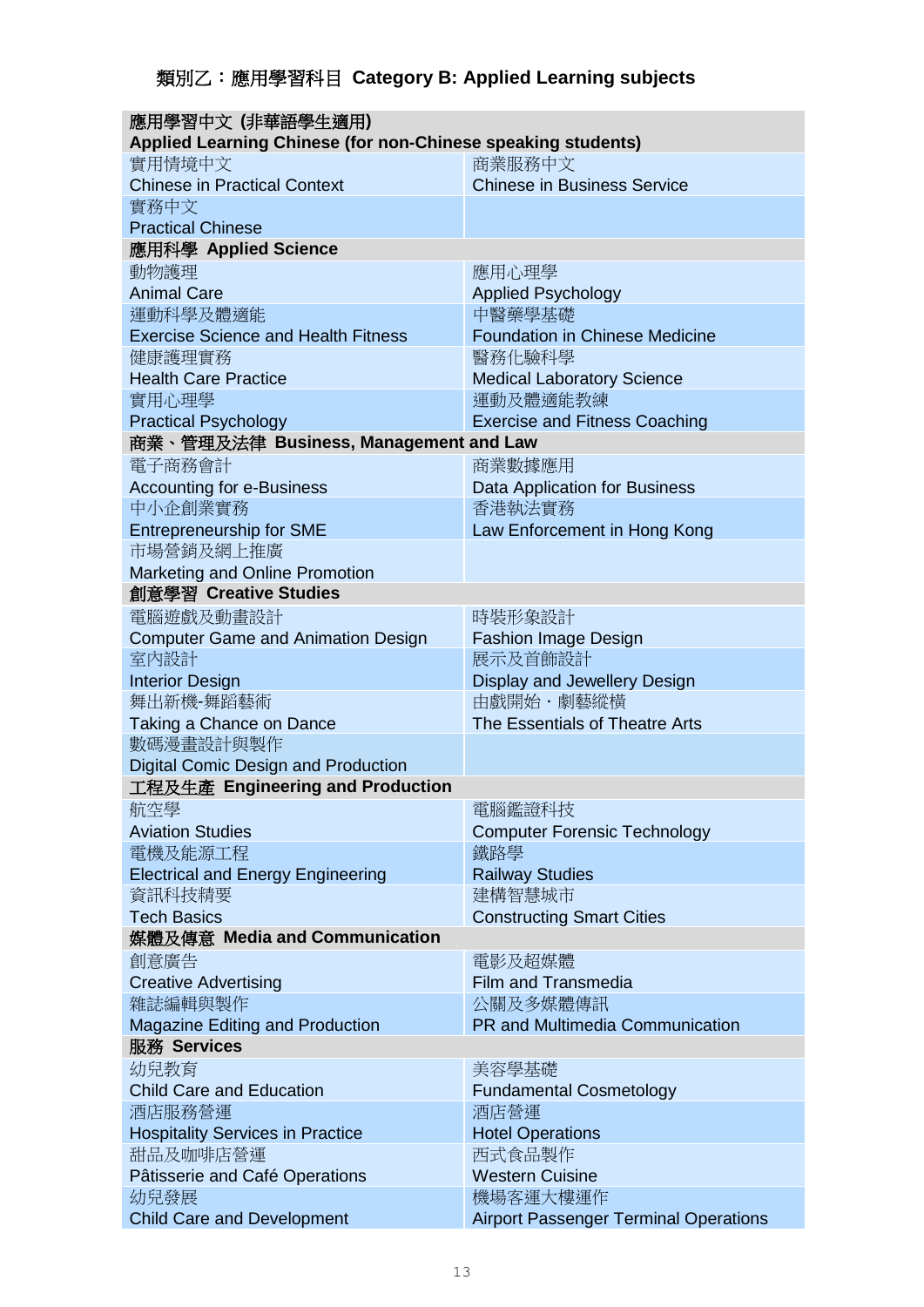### 類別乙：應用學習科目 Category B: Applied Learning subjects

| | |
|---|---|
| **應用學習中文 (非華語學生適用) Applied Learning Chinese (for non-Chinese speaking students)** | |
| 實用情境中文<br>Chinese in Practical Context | 商業服務中文<br>Chinese in Business Service |
| 實務中文<br>Practical Chinese | |
| **應用科學 Applied Science** | |
| 動物護理<br>Animal Care | 應用心理學<br>Applied Psychology |
| 運動科學及體適能<br>Exercise Science and Health Fitness | 中醫藥學基礎<br>Foundation in Chinese Medicine |
| 健康護理實務<br>Health Care Practice | 醫務化驗科學<br>Medical Laboratory Science |
| 實用心理學<br>Practical Psychology | 運動及體適能教練<br>Exercise and Fitness Coaching |
| **商業、管理及法律 Business, Management and Law** | |
| 電子商務會計<br>Accounting for e-Business | 商業數據應用<br>Data Application for Business |
| 中小企創業實務<br>Entrepreneurship for SME | 香港執法實務<br>Law Enforcement in Hong Kong |
| 市場營銷及網上推廣<br>Marketing and Online Promotion | |
| **創意學習 Creative Studies** | |
| 電腦遊戲及動畫設計<br>Computer Game and Animation Design | 時裝形象設計<br>Fashion Image Design |
| 室內設計<br>Interior Design | 展示及首飾設計<br>Display and Jewellery Design |
| 舞出新機-舞蹈藝術<br>Taking a Chance on Dance | 由戲開始・劇藝縱橫<br>The Essentials of Theatre Arts |
| 數碼漫畫設計與製作<br>Digital Comic Design and Production | |
| **工程及生產 Engineering and Production** | |
| 航空學<br>Aviation Studies | 電腦鑑證科技<br>Computer Forensic Technology |
| 電機及能源工程<br>Electrical and Energy Engineering | 鐵路學<br>Railway Studies |
| 資訊科技精要<br>Tech Basics | 建構智慧城市<br>Constructing Smart Cities |
| **媒體及傳意 Media and Communication** | |
| 創意廣告<br>Creative Advertising | 電影及超媒體<br>Film and Transmedia |
| 雜誌編輯與製作<br>Magazine Editing and Production | 公關及多媒體傳訊<br>PR and Multimedia Communication |
| **服務 Services** | |
| 幼兒教育<br>Child Care and Education | 美容學基礎<br>Fundamental Cosmetology |
| 酒店服務營運<br>Hospitality Services in Practice | 酒店營運<br>Hotel Operations |
| 甜品及咖啡店營運<br>Pâtisserie and Café Operations | 西式食品製作<br>Western Cuisine |
| 幼兒發展<br>Child Care and Development | 機場客運大樓運作<br>Airport Passenger Terminal Operations |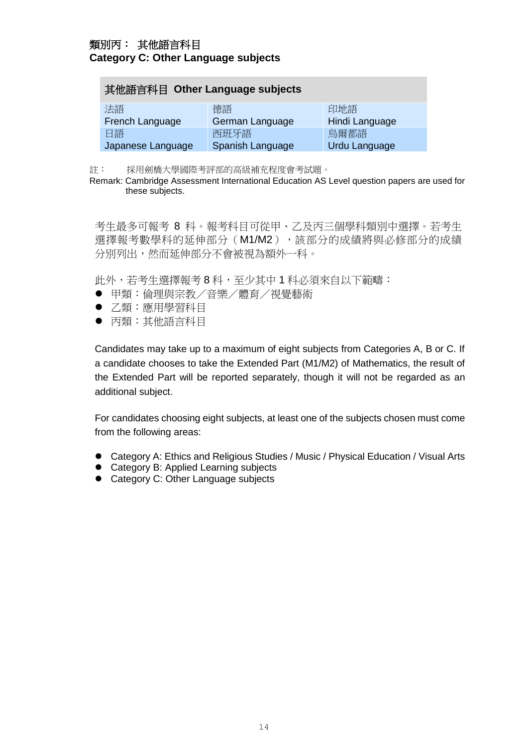## 類別丙： 其他語言科目
## Category C: Other Language subjects

| 其他語言科目 Other Language subjects | | |
|---|---|---|
| 法語<br>French Language | 德語<br>German Language | 印地語<br>Hindi Language |
| 日語<br>Japanese Language | 西班牙語<br>Spanish Language | 烏爾都語<br>Urdu Language |

註： 採用劍橋大學國際考評部的高級補充程度會考試題。

Remark: Cambridge Assessment International Education AS Level question papers are used for these subjects.

考生最多可報考 8 科。報考科目可從甲、乙及丙三個學科類別中選擇。若考生選擇報考數學科的延伸部分（M1/M2），該部分的成績將與必修部分的成績分別列出，然而延伸部分不會被視為額外一科。

此外，若考生選擇報考 8 科，至少其中 1 科必須來自以下範疇：

- 甲類：倫理與宗教／音樂／體育／視覺藝術
- 乙類：應用學習科目
- 丙類：其他語言科目

Candidates may take up to a maximum of eight subjects from Categories A, B or C. If a candidate chooses to take the Extended Part (M1/M2) of Mathematics, the result of the Extended Part will be reported separately, though it will not be regarded as an additional subject.

For candidates choosing eight subjects, at least one of the subjects chosen must come from the following areas:

- Category A: Ethics and Religious Studies / Music / Physical Education / Visual Arts
- Category B: Applied Learning subjects
- Category C: Other Language subjects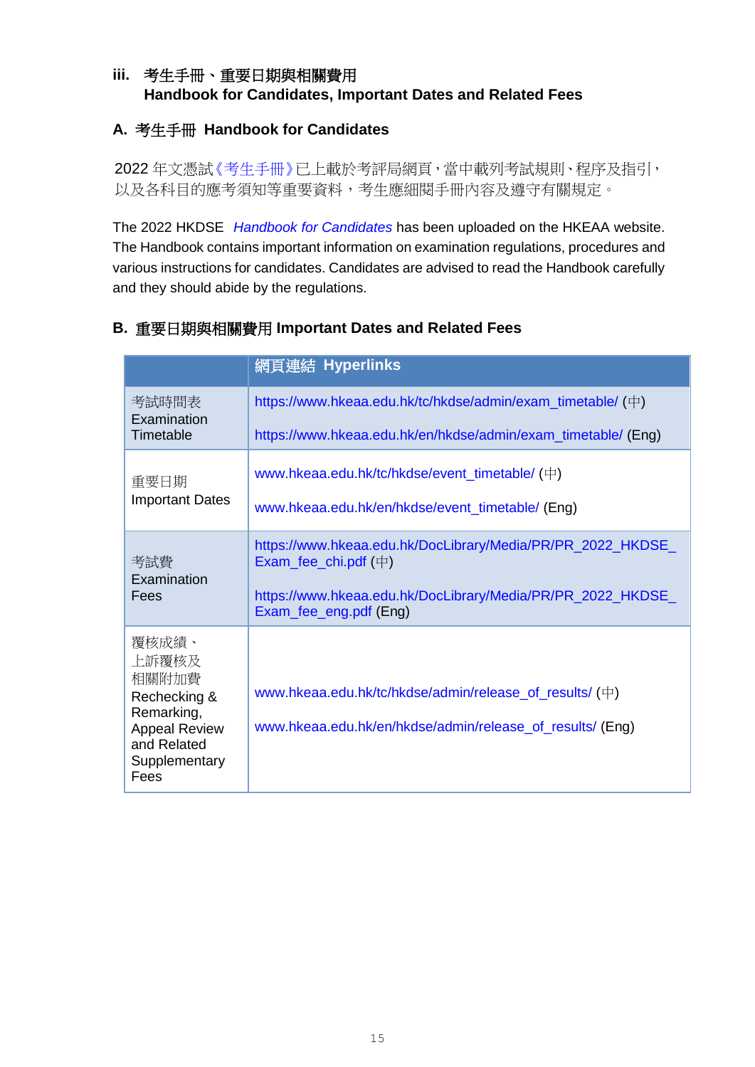### iii. 考生手冊、重要日期與相關費用 Handbook for Candidates, Important Dates and Related Fees

#### A. 考生手冊 Handbook for Candidates

2022 年文憑試《考生手冊》已上載於考評局網頁，當中載列考試規則、程序及指引，以及各科目的應考須知等重要資料，考生應細閱手冊內容及遵守有關規定。

The 2022 HKDSE *Handbook for Candidates* has been uploaded on the HKEAA website. The Handbook contains important information on examination regulations, procedures and various instructions for candidates. Candidates are advised to read the Handbook carefully and they should abide by the regulations.

#### B. 重要日期與相關費用 Important Dates and Related Fees

| | 網頁連結 Hyperlinks |
|---|---|
| 考試時間表 Examination Timetable | https://www.hkeaa.edu.hk/tc/hkdse/admin/exam_timetable/ (中)<br>https://www.hkeaa.edu.hk/en/hkdse/admin/exam_timetable/ (Eng) |
| 重要日期 Important Dates | www.hkeaa.edu.hk/tc/hkdse/event_timetable/ (中)<br>www.hkeaa.edu.hk/en/hkdse/event_timetable/ (Eng) |
| 考試費 Examination Fees | https://www.hkeaa.edu.hk/DocLibrary/Media/PR/PR_2022_HKDSE_Exam_fee_chi.pdf (中)<br>https://www.hkeaa.edu.hk/DocLibrary/Media/PR/PR_2022_HKDSE_Exam_fee_eng.pdf (Eng) |
| 覆核成績、上訴覆核及相關附加費 Rechecking & Remarking, Appeal Review and Related Supplementary Fees | www.hkeaa.edu.hk/tc/hkdse/admin/release_of_results/ (中)<br>www.hkeaa.edu.hk/en/hkdse/admin/release_of_results/ (Eng) |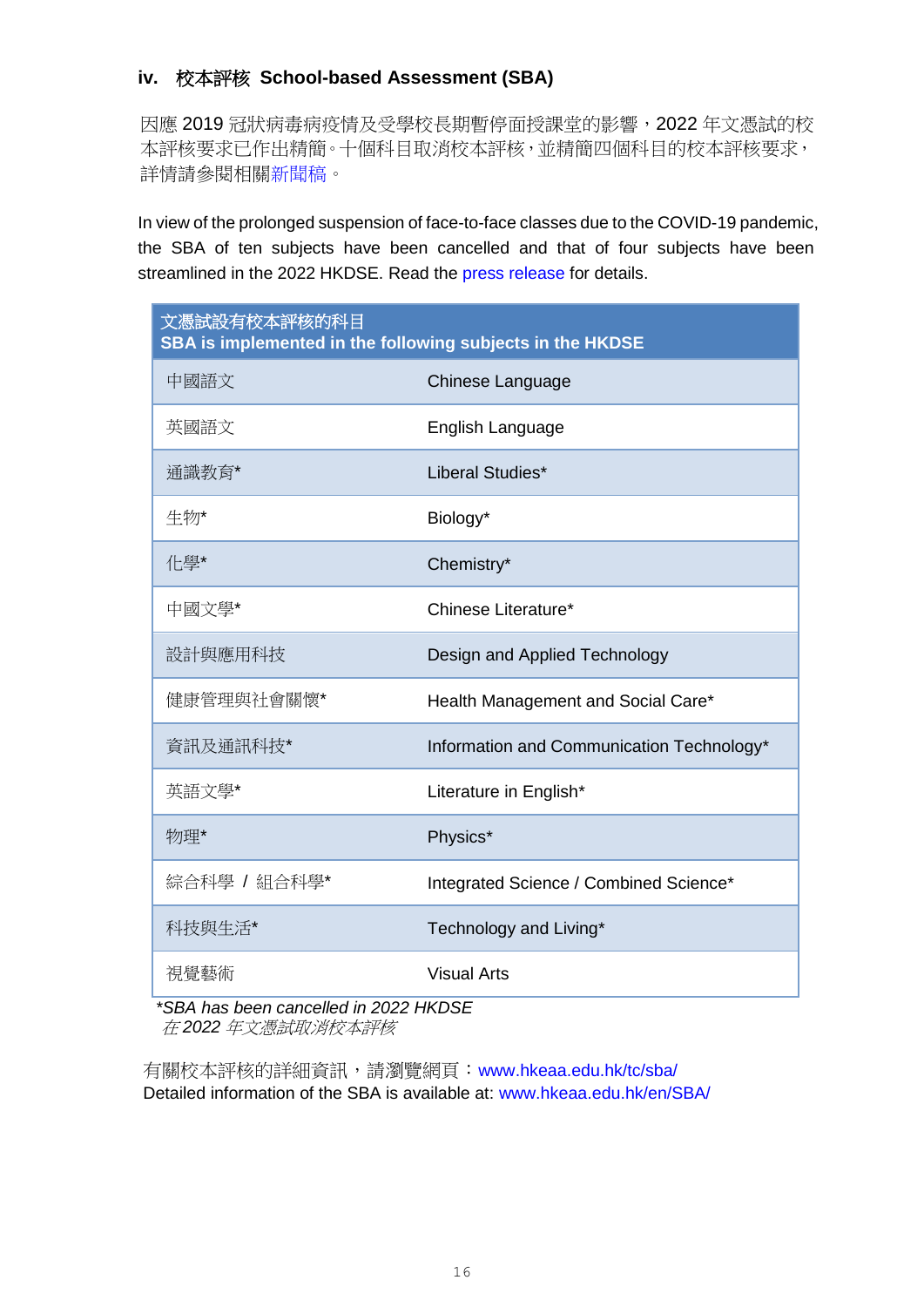### iv. 校本評核 School-based Assessment (SBA)

因應 2019 冠狀病毒病疫情及受學校長期暫停面授課堂的影響，2022 年文憑試的校本評核要求已作出精簡。十個科目取消校本評核，並精簡四個科目的校本評核要求，詳情請參閱相關新聞稿。

In view of the prolonged suspension of face-to-face classes due to the COVID-19 pandemic, the SBA of ten subjects have been cancelled and that of four subjects have been streamlined in the 2022 HKDSE. Read the press release for details.

| 文憑試設有校本評核的科目<br>SBA is implemented in the following subjects in the HKDSE | |
|---|---|
| 中國語文 | Chinese Language |
| 英國語文 | English Language |
| 通識教育* | Liberal Studies* |
| 生物* | Biology* |
| 化學* | Chemistry* |
| 中國文學* | Chinese Literature* |
| 設計與應用科技 | Design and Applied Technology |
| 健康管理與社會關懷* | Health Management and Social Care* |
| 資訊及通訊科技* | Information and Communication Technology* |
| 英語文學* | Literature in English* |
| 物理* | Physics* |
| 綜合科學 / 組合科學* | Integrated Science / Combined Science* |
| 科技與生活* | Technology and Living* |
| 視覺藝術 | Visual Arts |

*\*SBA has been cancelled in 2022 HKDSE*
*在 2022 年文憑試取消校本評核*

有關校本評核的詳細資訊，請瀏覽網頁：www.hkeaa.edu.hk/tc/sba/
Detailed information of the SBA is available at: www.hkeaa.edu.hk/en/SBA/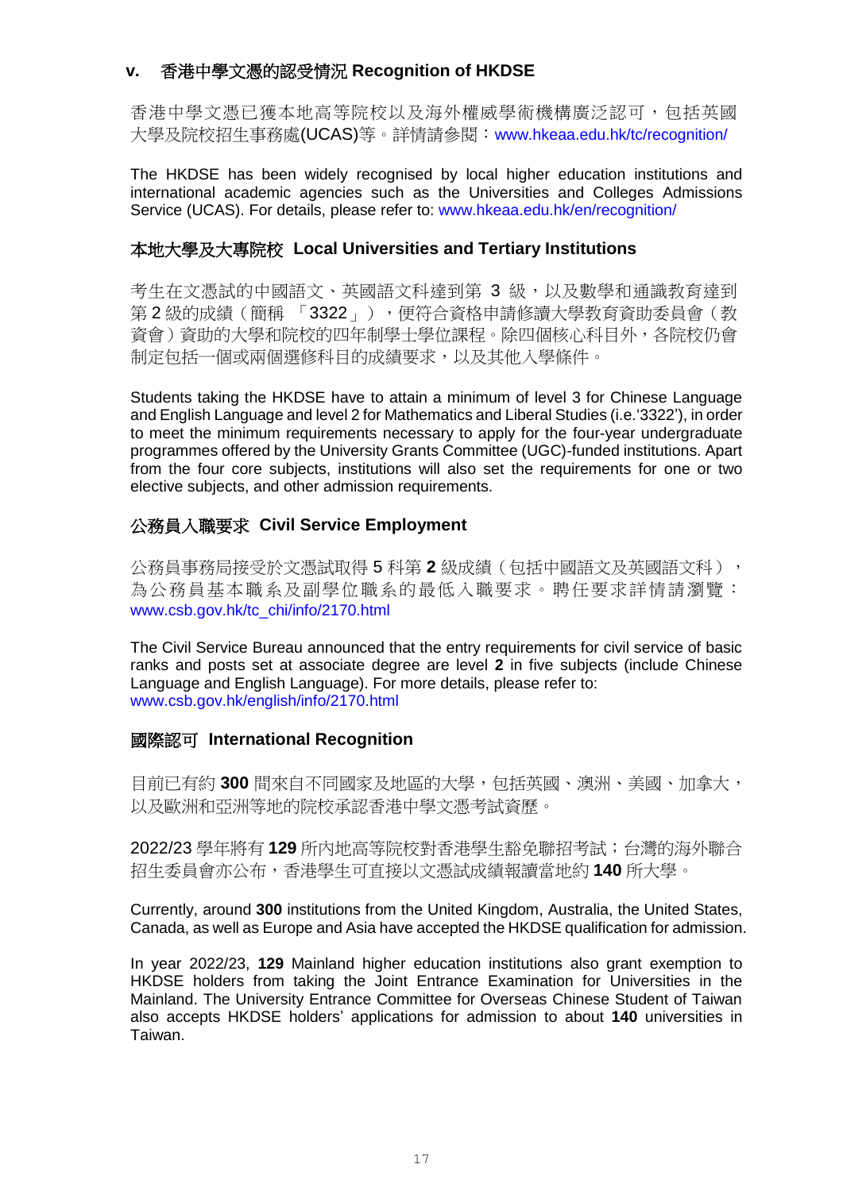### v. 香港中學文憑的認受情況 Recognition of HKDSE

香港中學文憑已獲本地高等院校以及海外權威學術機構廣泛認可，包括英國大學及院校招生事務處(UCAS)等。詳情請參閱：www.hkeaa.edu.hk/tc/recognition/

The HKDSE has been widely recognised by local higher education institutions and international academic agencies such as the Universities and Colleges Admissions Service (UCAS). For details, please refer to: www.hkeaa.edu.hk/en/recognition/

#### 本地大學及大專院校 Local Universities and Tertiary Institutions

考生在文憑試的中國語文、英國語文科達到第 3 級，以及數學和通識教育達到第 2 級的成績（簡稱「3322」），便符合資格申請修讀大學教育資助委員會（教資會）資助的大學和院校的四年制學士學位課程。除四個核心科目外，各院校仍會制定包括一個或兩個選修科目的成績要求，以及其他入學條件。

Students taking the HKDSE have to attain a minimum of level 3 for Chinese Language and English Language and level 2 for Mathematics and Liberal Studies (i.e.'3322'), in order to meet the minimum requirements necessary to apply for the four-year undergraduate programmes offered by the University Grants Committee (UGC)-funded institutions. Apart from the four core subjects, institutions will also set the requirements for one or two elective subjects, and other admission requirements.

#### 公務員入職要求 Civil Service Employment

公務員事務局接受於文憑試取得 5 科第 **2** 級成績（包括中國語文及英國語文科），為公務員基本職系及副學位職系的最低入職要求。聘任要求詳情請瀏覽：www.csb.gov.hk/tc_chi/info/2170.html

The Civil Service Bureau announced that the entry requirements for civil service of basic ranks and posts set at associate degree are level **2** in five subjects (include Chinese Language and English Language). For more details, please refer to: www.csb.gov.hk/english/info/2170.html

#### 國際認可 International Recognition

目前已有約 **300** 間來自不同國家及地區的大學，包括英國、澳洲、美國、加拿大，以及歐洲和亞洲等地的院校承認香港中學文憑考試資歷。

2022/23 學年將有 **129** 所內地高等院校對香港學生豁免聯招考試；台灣的海外聯合招生委員會亦公布，香港學生可直接以文憑試成績報讀當地約 **140** 所大學。

Currently, around **300** institutions from the United Kingdom, Australia, the United States, Canada, as well as Europe and Asia have accepted the HKDSE qualification for admission.

In year 2022/23, **129** Mainland higher education institutions also grant exemption to HKDSE holders from taking the Joint Entrance Examination for Universities in the Mainland. The University Entrance Committee for Overseas Chinese Student of Taiwan also accepts HKDSE holders' applications for admission to about **140** universities in Taiwan.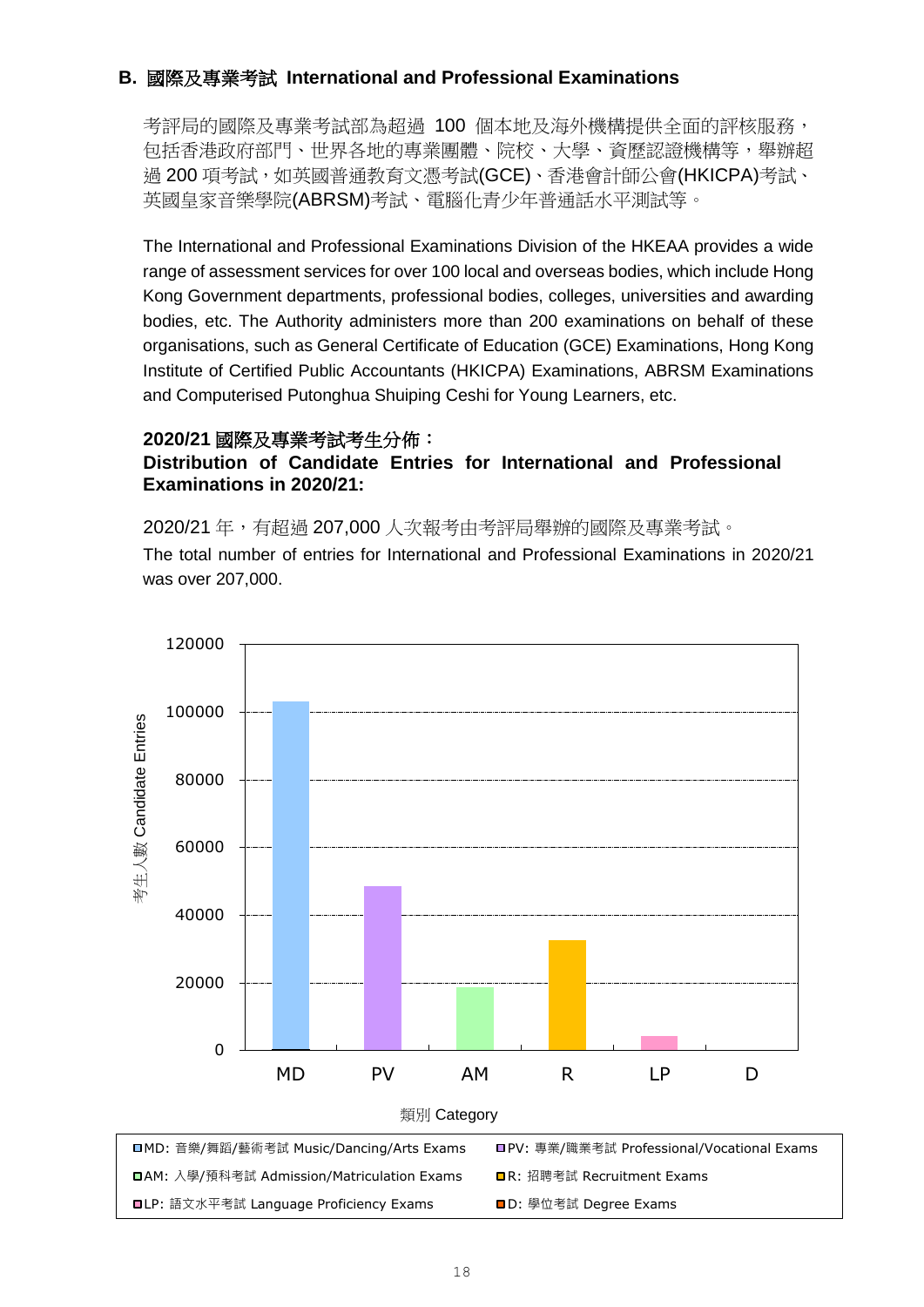## B. 國際及專業考試 International and Professional Examinations

考評局的國際及專業考試部為超過 100 個本地及海外機構提供全面的評核服務，包括香港政府部門、世界各地的專業團體、院校、大學、資歷認證機構等，舉辦超過 200 項考試，如英國普通教育文憑考試(GCE)、香港會計師公會(HKICPA)考試、英國皇家音樂學院(ABRSM)考試、電腦化青少年普通話水平測試等。

The International and Professional Examinations Division of the HKEAA provides a wide range of assessment services for over 100 local and overseas bodies, which include Hong Kong Government departments, professional bodies, colleges, universities and awarding bodies, etc. The Authority administers more than 200 examinations on behalf of these organisations, such as General Certificate of Education (GCE) Examinations, Hong Kong Institute of Certified Public Accountants (HKICPA) Examinations, ABRSM Examinations and Computerised Putonghua Shuiping Ceshi for Young Learners, etc.

### 2020/21 國際及專業考試考生分佈：
### Distribution of Candidate Entries for International and Professional Examinations in 2020/21:

2020/21 年，有超過 207,000 人次報考由考評局舉辦的國際及專業考試。

The total number of entries for International and Professional Examinations in 2020/21 was over 207,000.

考生人數 Candidate Entries

類別 Category

MD　PV　AM　R　LP　D

- MD: 音樂/舞蹈/藝術考試 Music/Dancing/Arts Exams
- PV: 專業/職業考試 Professional/Vocational Exams
- AM: 入學/預科考試 Admission/Matriculation Exams
- R: 招聘考試 Recruitment Exams
- LP: 語文水平考試 Language Proficiency Exams
- D: 學位考試 Degree Exams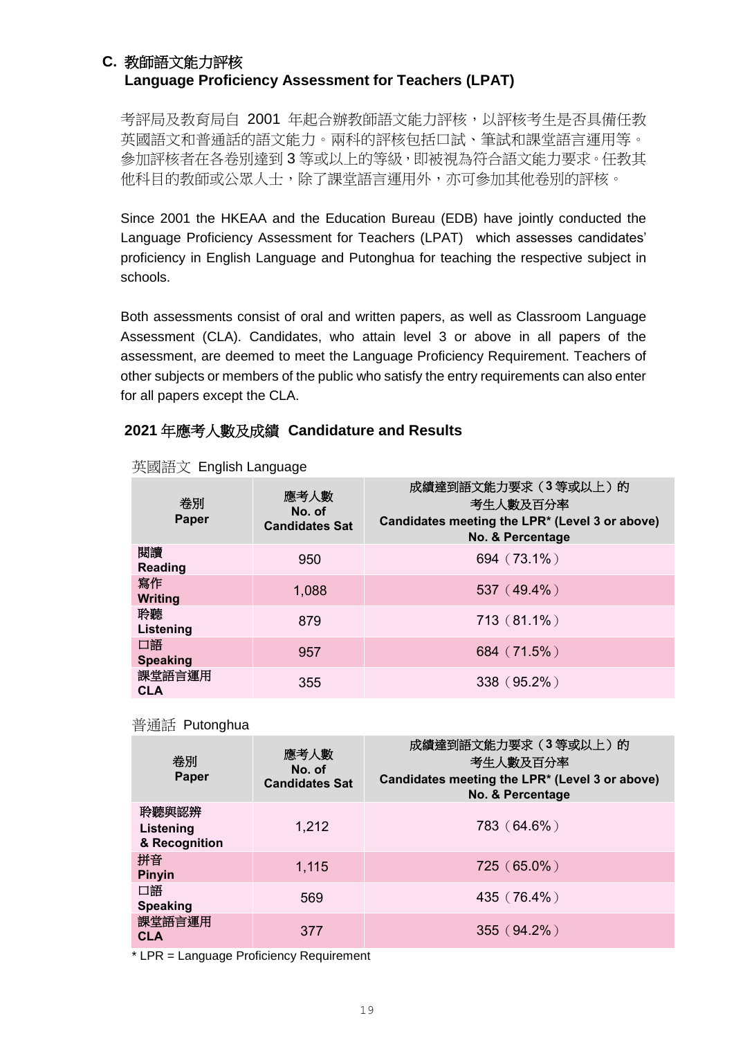## C. 教師語文能力評核
## Language Proficiency Assessment for Teachers (LPAT)

考評局及教育局自 2001 年起合辦教師語文能力評核，以評核考生是否具備任教英國語文和普通話的語文能力。兩科的評核包括口試、筆試和課堂語言運用等。參加評核者在各卷別達到 3 等或以上的等級，即被視為符合語文能力要求。任教其他科目的教師或公眾人士，除了課堂語言運用外，亦可參加其他卷別的評核。

Since 2001 the HKEAA and the Education Bureau (EDB) have jointly conducted the Language Proficiency Assessment for Teachers (LPAT) which assesses candidates' proficiency in English Language and Putonghua for teaching the respective subject in schools.

Both assessments consist of oral and written papers, as well as Classroom Language Assessment (CLA). Candidates, who attain level 3 or above in all papers of the assessment, are deemed to meet the Language Proficiency Requirement. Teachers of other subjects or members of the public who satisfy the entry requirements can also enter for all papers except the CLA.

### 2021 年應考人數及成績 Candidature and Results

英國語文 English Language

| 卷別 Paper | 應考人數 No. of Candidates Sat | 成績達到語文能力要求（3 等或以上）的考生人數及百分率 Candidates meeting the LPR* (Level 3 or above) No. & Percentage |
|---|---|---|
| 閱讀 Reading | 950 | 694（73.1%） |
| 寫作 Writing | 1,088 | 537（49.4%） |
| 聆聽 Listening | 879 | 713（81.1%） |
| 口語 Speaking | 957 | 684（71.5%） |
| 課堂語言運用 CLA | 355 | 338（95.2%） |

普通話 Putonghua

| 卷別 Paper | 應考人數 No. of Candidates Sat | 成績達到語文能力要求（3 等或以上）的考生人數及百分率 Candidates meeting the LPR* (Level 3 or above) No. & Percentage |
|---|---|---|
| 聆聽與認辨 Listening & Recognition | 1,212 | 783（64.6%） |
| 拼音 Pinyin | 1,115 | 725（65.0%） |
| 口語 Speaking | 569 | 435（76.4%） |
| 課堂語言運用 CLA | 377 | 355（94.2%） |

* LPR = Language Proficiency Requirement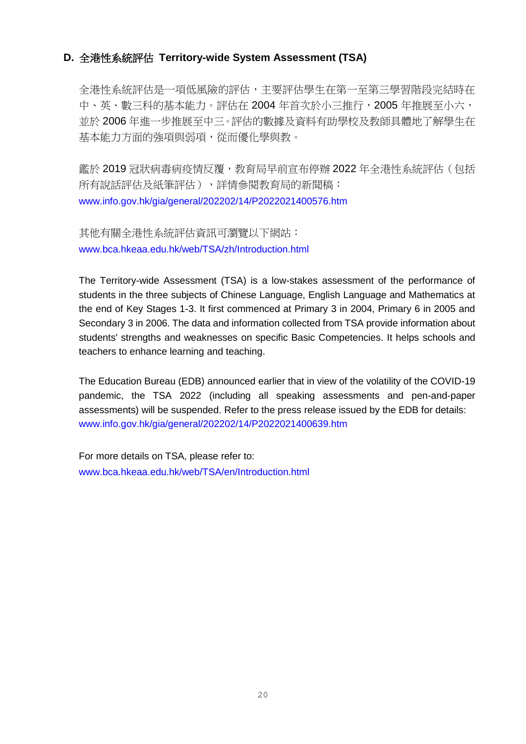### D. 全港性系統評估 Territory-wide System Assessment (TSA)

全港性系統評估是一項低風險的評估，主要評估學生在第一至第三學習階段完結時在中、英、數三科的基本能力。評估在 2004 年首次於小三推行，2005 年推展至小六，並於 2006 年進一步推展至中三。評估的數據及資料有助學校及教師具體地了解學生在基本能力方面的強項與弱項，從而優化學與教。

鑑於 2019 冠狀病毒病疫情反覆，教育局早前宣布停辦 2022 年全港性系統評估（包括所有說話評估及紙筆評估），詳情參閱教育局的新聞稿：
www.info.gov.hk/gia/general/202202/14/P2022021400576.htm

其他有關全港性系統評估資訊可瀏覽以下網站：
www.bca.hkeaa.edu.hk/web/TSA/zh/Introduction.html

The Territory-wide Assessment (TSA) is a low-stakes assessment of the performance of students in the three subjects of Chinese Language, English Language and Mathematics at the end of Key Stages 1-3. It first commenced at Primary 3 in 2004, Primary 6 in 2005 and Secondary 3 in 2006. The data and information collected from TSA provide information about students' strengths and weaknesses on specific Basic Competencies. It helps schools and teachers to enhance learning and teaching.

The Education Bureau (EDB) announced earlier that in view of the volatility of the COVID-19 pandemic, the TSA 2022 (including all speaking assessments and pen-and-paper assessments) will be suspended. Refer to the press release issued by the EDB for details:
www.info.gov.hk/gia/general/202202/14/P2022021400639.htm

For more details on TSA, please refer to:
www.bca.hkeaa.edu.hk/web/TSA/en/Introduction.html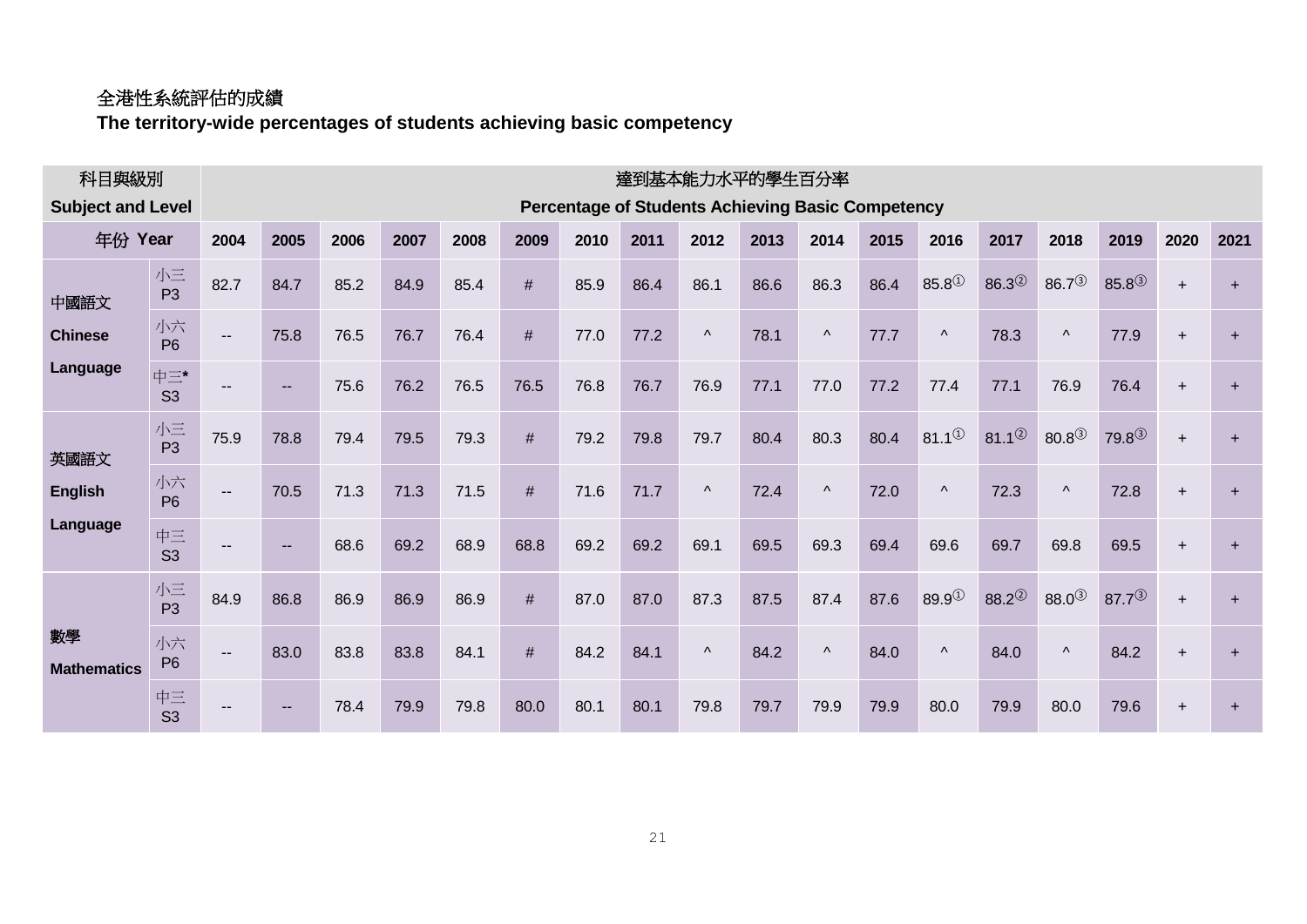全港性系統評估的成績

**The territory-wide percentages of students achieving basic competency**

| 科目與級別 Subject and Level | | 達到基本能力水平的學生百分率 Percentage of Students Achieving Basic Competency | | | | | | | | | | | | | | | | | |
|---|---|---|---|---|---|---|---|---|---|---|---|---|---|---|---|---|---|---|---|
| 年份 Year | | 2004 | 2005 | 2006 | 2007 | 2008 | 2009 | 2010 | 2011 | 2012 | 2013 | 2014 | 2015 | 2016 | 2017 | 2018 | 2019 | 2020 | 2021 |
| 中國語文 Chinese Language | 小三 P3 | 82.7 | 84.7 | 85.2 | 84.9 | 85.4 | # | 85.9 | 86.4 | 86.1 | 86.6 | 86.3 | 86.4 | 85.8① | 86.3② | 86.7③ | 85.8③ | + | + |
| | 小六 P6 | -- | 75.8 | 76.5 | 76.7 | 76.4 | # | 77.0 | 77.2 | ^ | 78.1 | ^ | 77.7 | ^ | 78.3 | ^ | 77.9 | + | + |
| | 中三* S3 | -- | -- | 75.6 | 76.2 | 76.5 | 76.5 | 76.8 | 76.7 | 76.9 | 77.1 | 77.0 | 77.2 | 77.4 | 77.1 | 76.9 | 76.4 | + | + |
| 英國語文 English Language | 小三 P3 | 75.9 | 78.8 | 79.4 | 79.5 | 79.3 | # | 79.2 | 79.8 | 79.7 | 80.4 | 80.3 | 80.4 | 81.1① | 81.1② | 80.8③ | 79.8③ | + | + |
| | 小六 P6 | -- | 70.5 | 71.3 | 71.3 | 71.5 | # | 71.6 | 71.7 | ^ | 72.4 | ^ | 72.0 | ^ | 72.3 | ^ | 72.8 | + | + |
| | 中三 S3 | -- | -- | 68.6 | 69.2 | 68.9 | 68.8 | 69.2 | 69.2 | 69.1 | 69.5 | 69.3 | 69.4 | 69.6 | 69.7 | 69.8 | 69.5 | + | + |
| 數學 Mathematics | 小三 P3 | 84.9 | 86.8 | 86.9 | 86.9 | 86.9 | # | 87.0 | 87.0 | 87.3 | 87.5 | 87.4 | 87.6 | 89.9① | 88.2② | 88.0③ | 87.7③ | + | + |
| | 小六 P6 | -- | 83.0 | 83.8 | 83.8 | 84.1 | # | 84.2 | 84.1 | ^ | 84.2 | ^ | 84.0 | ^ | 84.0 | ^ | 84.2 | + | + |
| | 中三 S3 | -- | -- | 78.4 | 79.9 | 79.8 | 80.0 | 80.1 | 80.1 | 79.8 | 79.7 | 79.9 | 79.9 | 80.0 | 79.9 | 80.0 | 79.6 | + | + |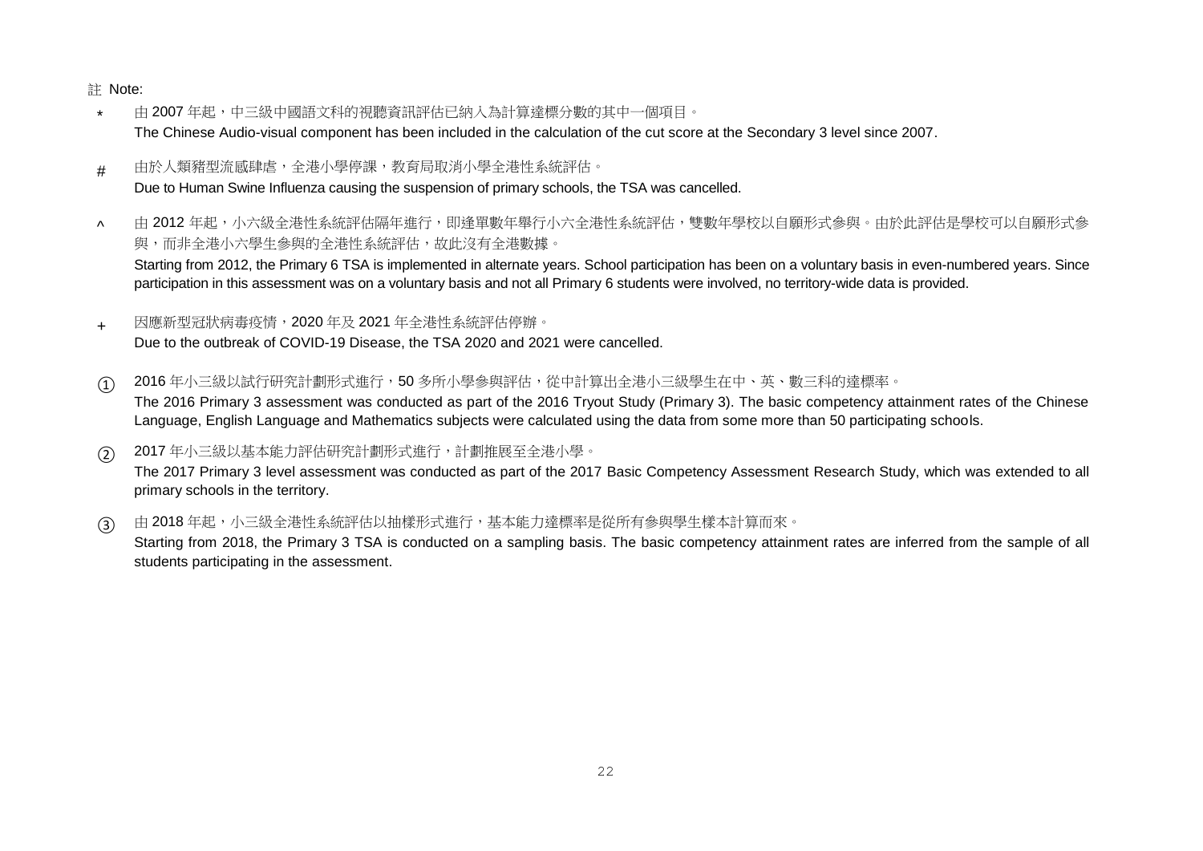註 Note:

* 由 2007 年起，中三級中國語文科的視聽資訊評估已納入為計算達標分數的其中一個項目。
  The Chinese Audio-visual component has been included in the calculation of the cut score at the Secondary 3 level since 2007.

# 由於人類豬型流感肆虐，全港小學停課，教育局取消小學全港性系統評估。
  Due to Human Swine Influenza causing the suspension of primary schools, the TSA was cancelled.

^ 由 2012 年起，小六級全港性系統評估隔年進行，即逢單數年舉行小六全港性系統評估，雙數年學校以自願形式參與。由於此評估是學校可以自願形式參與，而非全港小六學生參與的全港性系統評估，故此沒有全港數據。
  Starting from 2012, the Primary 6 TSA is implemented in alternate years. School participation has been on a voluntary basis in even-numbered years. Since participation in this assessment was on a voluntary basis and not all Primary 6 students were involved, no territory-wide data is provided.

+ 因應新型冠狀病毒疫情，2020 年及 2021 年全港性系統評估停辦。
  Due to the outbreak of COVID-19 Disease, the TSA 2020 and 2021 were cancelled.

① 2016 年小三級以試行研究計劃形式進行，50 多所小學參與評估，從中計算出全港小三級學生在中、英、數三科的達標率。
  The 2016 Primary 3 assessment was conducted as part of the 2016 Tryout Study (Primary 3). The basic competency attainment rates of the Chinese Language, English Language and Mathematics subjects were calculated using the data from some more than 50 participating schools.

② 2017 年小三級以基本能力評估研究計劃形式進行，計劃推展至全港小學。
  The 2017 Primary 3 level assessment was conducted as part of the 2017 Basic Competency Assessment Research Study, which was extended to all primary schools in the territory.

③ 由 2018 年起，小三級全港性系統評估以抽樣形式進行，基本能力達標率是從所有參與學生樣本計算而來。
  Starting from 2018, the Primary 3 TSA is conducted on a sampling basis. The basic competency attainment rates are inferred from the sample of all students participating in the assessment.